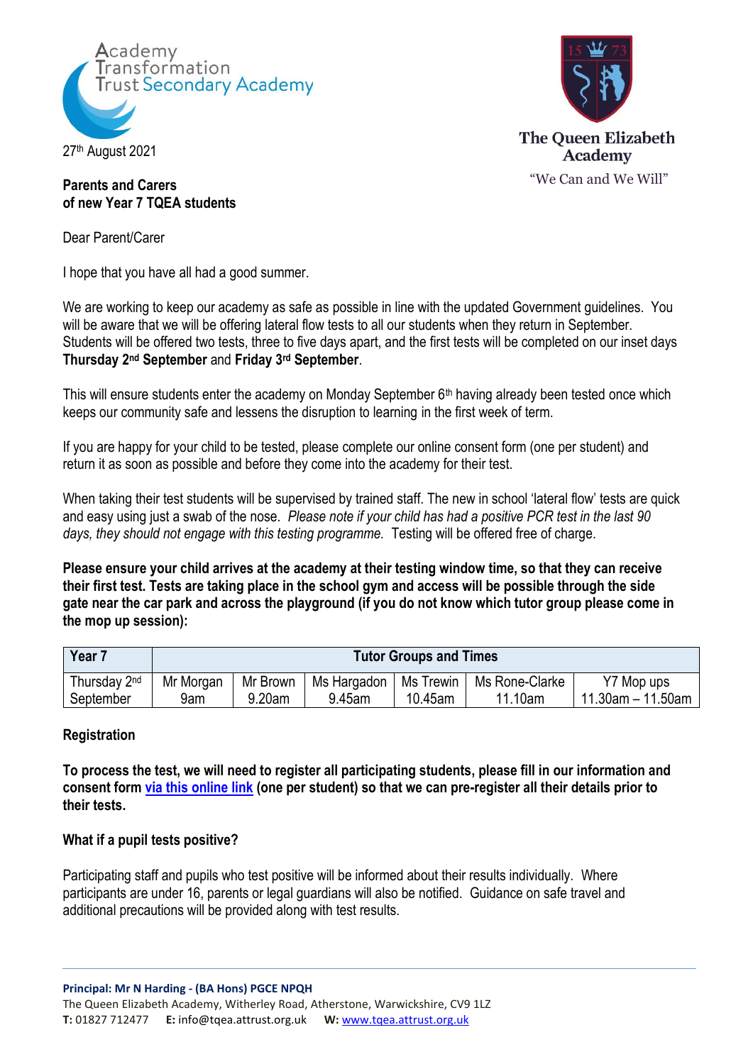Academy Transformation Trust Secondary Academy

The Queen Elizabeth Academy

"We Can and We Will"

27th August 2021

**Parents and Carers**
**of new Year 7 TQEA students**

Dear Parent/Carer

I hope that you have all had a good summer.

We are working to keep our academy as safe as possible in line with the updated Government guidelines. You will be aware that we will be offering lateral flow tests to all our students when they return in September. Students will be offered two tests, three to five days apart, and the first tests will be completed on our inset days **Thursday 2nd September** and **Friday 3rd September**.

This will ensure students enter the academy on Monday September 6th having already been tested once which keeps our community safe and lessens the disruption to learning in the first week of term.

If you are happy for your child to be tested, please complete our online consent form (one per student) and return it as soon as possible and before they come into the academy for their test.

When taking their test students will be supervised by trained staff. The new in school 'lateral flow' tests are quick and easy using just a swab of the nose. *Please note if your child has had a positive PCR test in the last 90 days, they should not engage with this testing programme.* Testing will be offered free of charge.

**Please ensure your child arrives at the academy at their testing window time, so that they can receive their first test. Tests are taking place in the school gym and access will be possible through the side gate near the car park and across the playground (if you do not know which tutor group please come in the mop up session):**

| Year 7 | Tutor Groups and Times | | | | | |
|---|---|---|---|---|---|---|
| Thursday 2nd September | Mr Morgan 9am | Mr Brown 9.20am | Ms Hargadon 9.45am | Ms Trewin 10.45am | Ms Rone-Clarke 11.10am | Y7 Mop ups 11.30am – 11.50am |

**Registration**

**To process the test, we will need to register all participating students, please fill in our information and consent form via this online link (one per student) so that we can pre-register all their details prior to their tests.**

**What if a pupil tests positive?**

Participating staff and pupils who test positive will be informed about their results individually. Where participants are under 16, parents or legal guardians will also be notified. Guidance on safe travel and additional precautions will be provided along with test results.

**Principal: Mr N Harding - (BA Hons) PGCE NPQH**
The Queen Elizabeth Academy, Witherley Road, Atherstone, Warwickshire, CV9 1LZ
**T:** 01827 712477 **E:** info@tqea.attrust.org.uk **W:** www.tqea.attrust.org.uk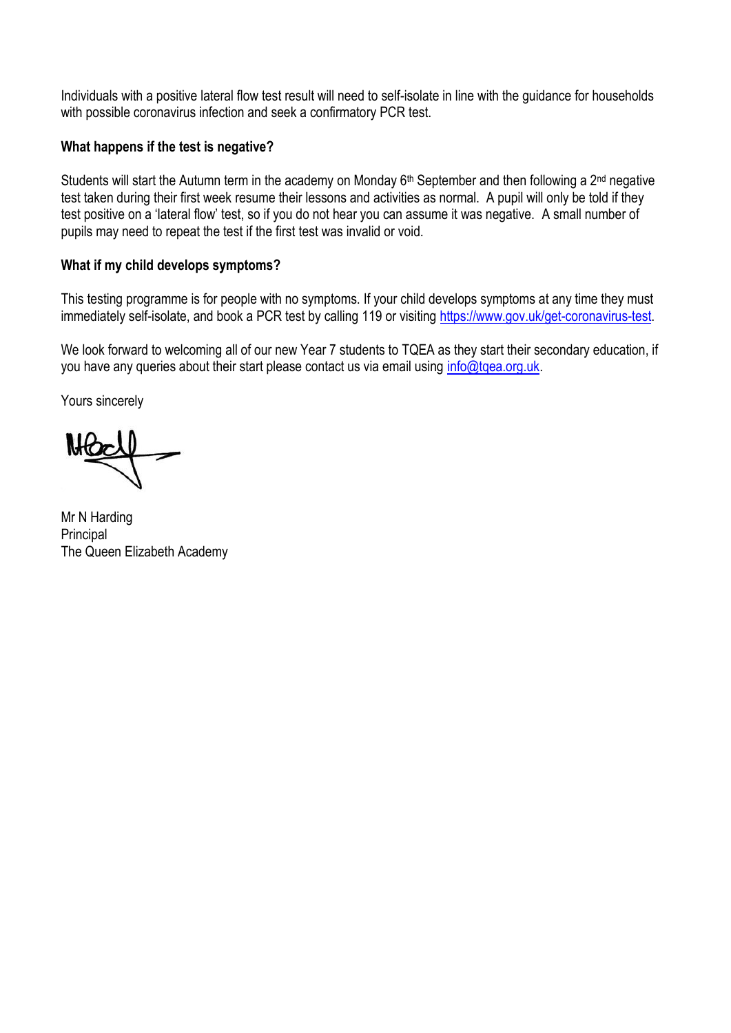Individuals with a positive lateral flow test result will need to self-isolate in line with the guidance for households with possible coronavirus infection and seek a confirmatory PCR test.

**What happens if the test is negative?**

Students will start the Autumn term in the academy on Monday 6th September and then following a 2nd negative test taken during their first week resume their lessons and activities as normal. A pupil will only be told if they test positive on a 'lateral flow' test, so if you do not hear you can assume it was negative. A small number of pupils may need to repeat the test if the first test was invalid or void.

**What if my child develops symptoms?**

This testing programme is for people with no symptoms. If your child develops symptoms at any time they must immediately self-isolate, and book a PCR test by calling 119 or visiting https://www.gov.uk/get-coronavirus-test.

We look forward to welcoming all of our new Year 7 students to TQEA as they start their secondary education, if you have any queries about their start please contact us via email using info@tqea.org.uk.

Yours sincerely

Mr N Harding
Principal
The Queen Elizabeth Academy